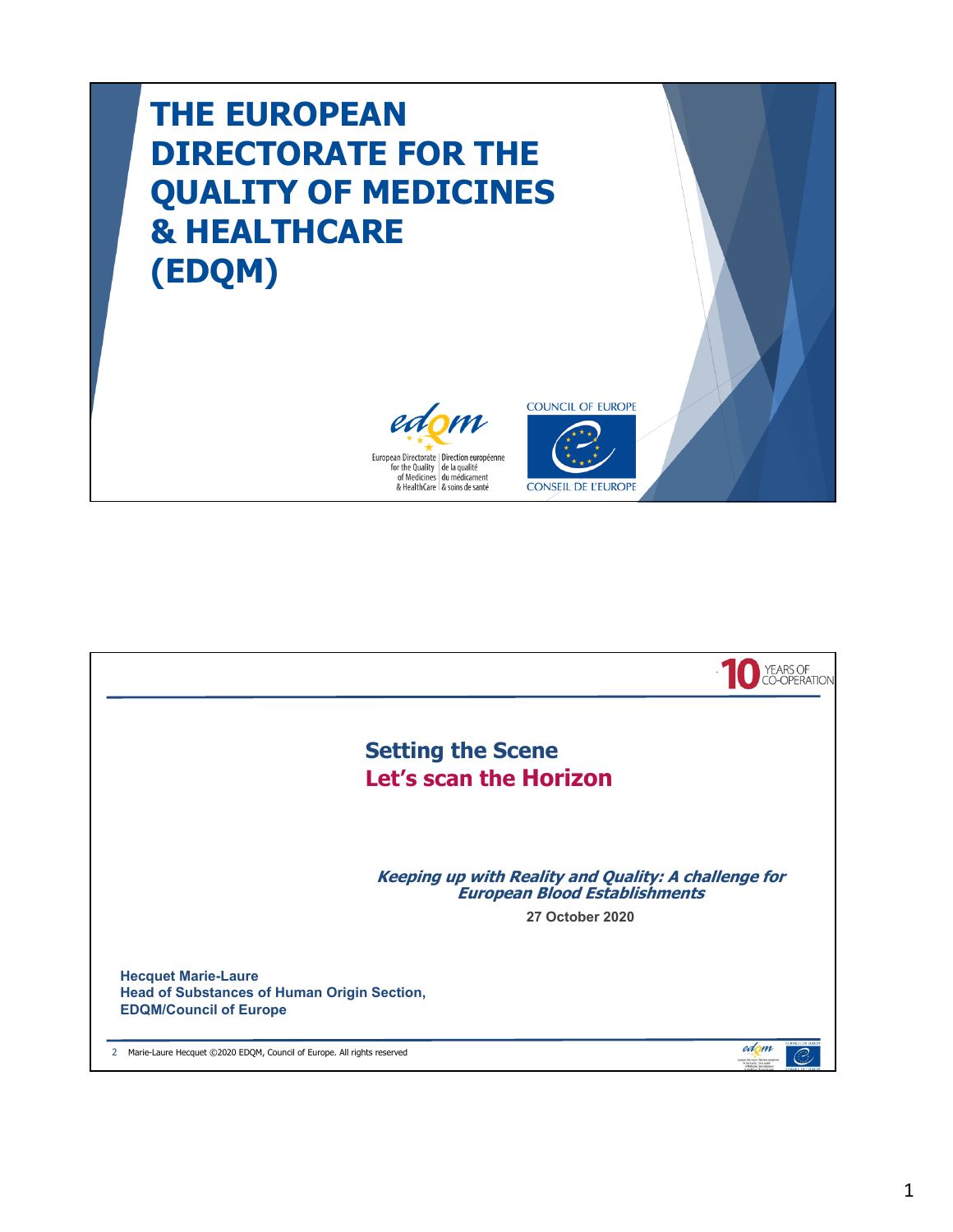# THE EUROPEAN DIRECTORATE FOR THE QUALITY OF MEDICINES & HEALTHCARE (EDQM)

European Directorate for the Quality of Medicines & HealthCare | Direction européenne de la qualité du médicament & soins de santé

COUNCIL OF EUROPE / CONSEIL DE L'EUROPE

---

10 YEARS OF CO-OPERATION

## Setting the Scene

## Let's scan the Horizon

***Keeping up with Reality and Quality: A challenge for European Blood Establishments***

**27 October 2020**

**Hecquet Marie-Laure**
**Head of Substances of Human Origin Section,**
**EDQM/Council of Europe**

2 Marie-Laure Hecquet ©2020 EDQM, Council of Europe. All rights reserved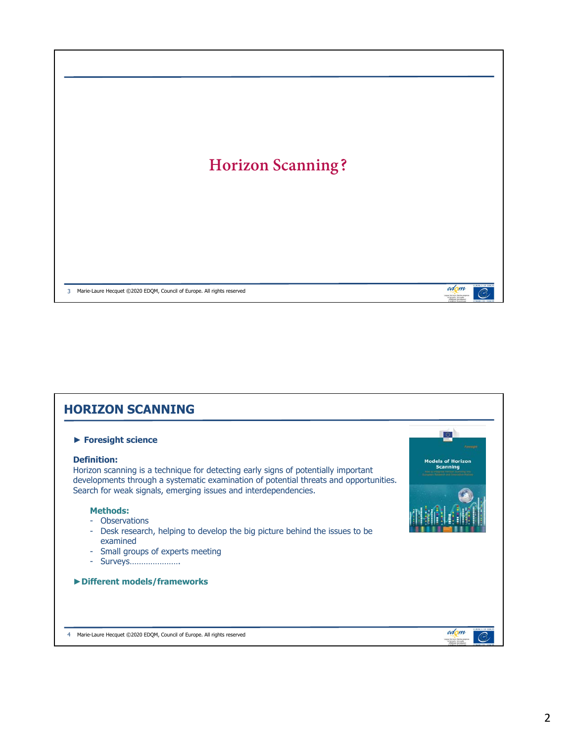# Horizon Scanning?

## HORIZON SCANNING

► **Foresight science**

**Definition:**
Horizon scanning is a technique for detecting early signs of potentially important developments through a systematic examination of potential threats and opportunities. Search for weak signals, emerging issues and interdependencies.

**Methods:**
- Observations
- Desk research, helping to develop the big picture behind the issues to be examined
- Small groups of experts meeting
- Surveys………………….

►**Different models/frameworks**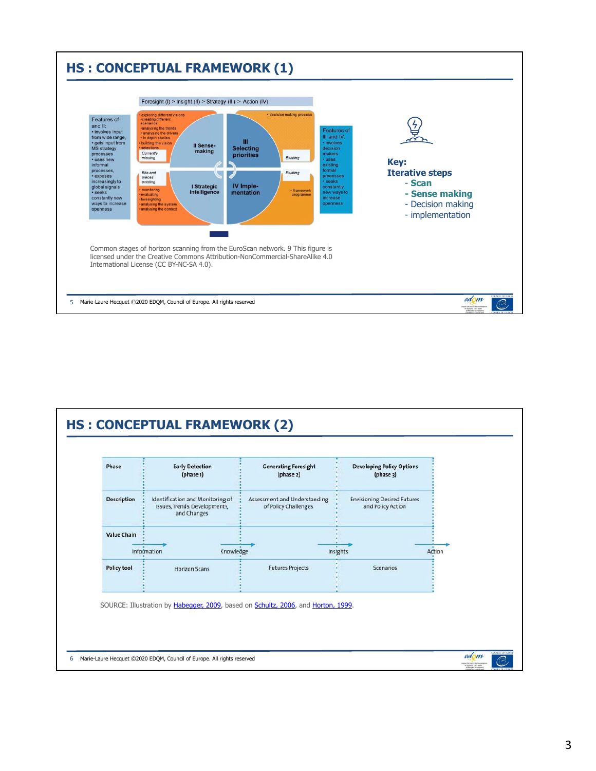## HS : CONCEPTUAL FRAMEWORK (1)

Foresight (I) > Insight (II) > Strategy (III) > Action (IV)

Features of I and II:
- involves input from wide range,
- gets input from MS strategy processes
- uses new informal processes,
- exposes increasingly to global signals
- seeks constantly new ways to increase openness

- exploring different visions
- creating different scenarios
- analysing the trends
- analysing the drivers
- in depth studies
- building the vision
- selections

*Currently missing*

II Sense-making

III Selecting priorities

- decision making process

*Existing*

*Bits and pieces existing*

- monitoring
- evaluating
- foresighting
- analysing the system
- analysing the context

I Strategic intelligence

IV Imple-mentation

*Existing*

- framework programme

Features of III and IV:
- involves decision makers
- uses existing formal processes
- seeks constantly new ways to increase openness

**Key:**
**Iterative steps**
- **Scan**
- **Sense making**
- Decision making
- implementation

Common stages of horizon scanning from the EuroScan network. 9 This figure is licensed under the Creative Commons Attribution-NonCommercial-ShareAlike 4.0 International License (CC BY-NC-SA 4.0).

## HS : CONCEPTUAL FRAMEWORK (2)

| Phase | Early Detection (phase 1) | Generating Foresight (phase 2) | Developing Policy Options (phase 3) |
|---|---|---|---|
| Description | Identification and Monitoring of Issues, Trends, Developments, and Changes | Assessment and Understanding of Policy Challenges | Envisioning Desired Futures and Policy Action |
| Value Chain | Information → Knowledge | Knowledge → Insights | Insights → Action |
| Policy tool | Horizon Scans | Futures Projects | Scenarios |

SOURCE: Illustration by Habegger, 2009, based on Schultz, 2006, and Horton, 1999.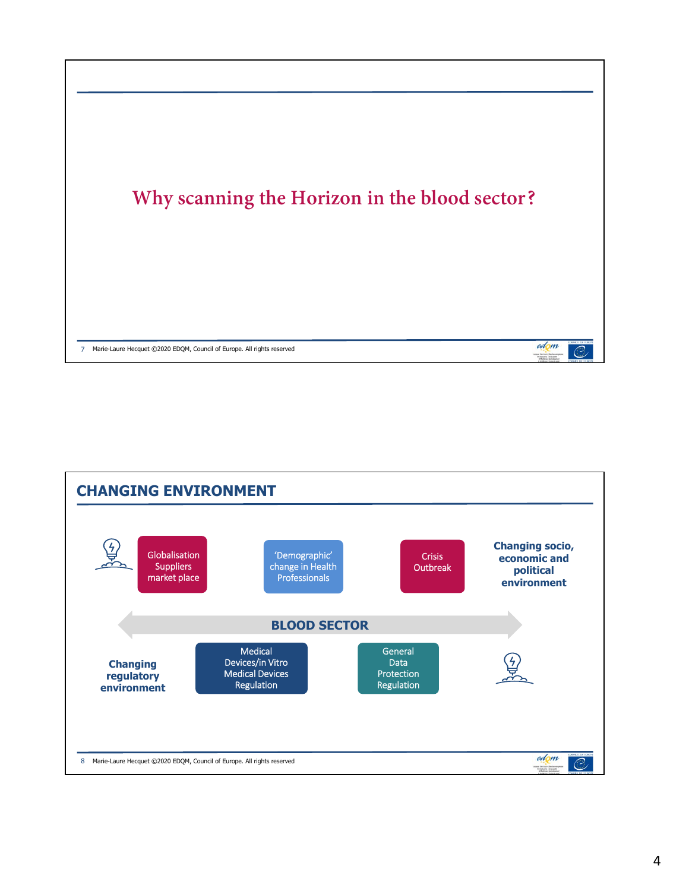## Why scanning the Horizon in the blood sector?

## CHANGING ENVIRONMENT

Globalisation Suppliers market place

'Demographic' change in Health Professionals

Crisis Outbreak

**Changing socio, economic and political environment**

**BLOOD SECTOR**

**Changing regulatory environment**

Medical Devices/in Vitro Medical Devices Regulation

General Data Protection Regulation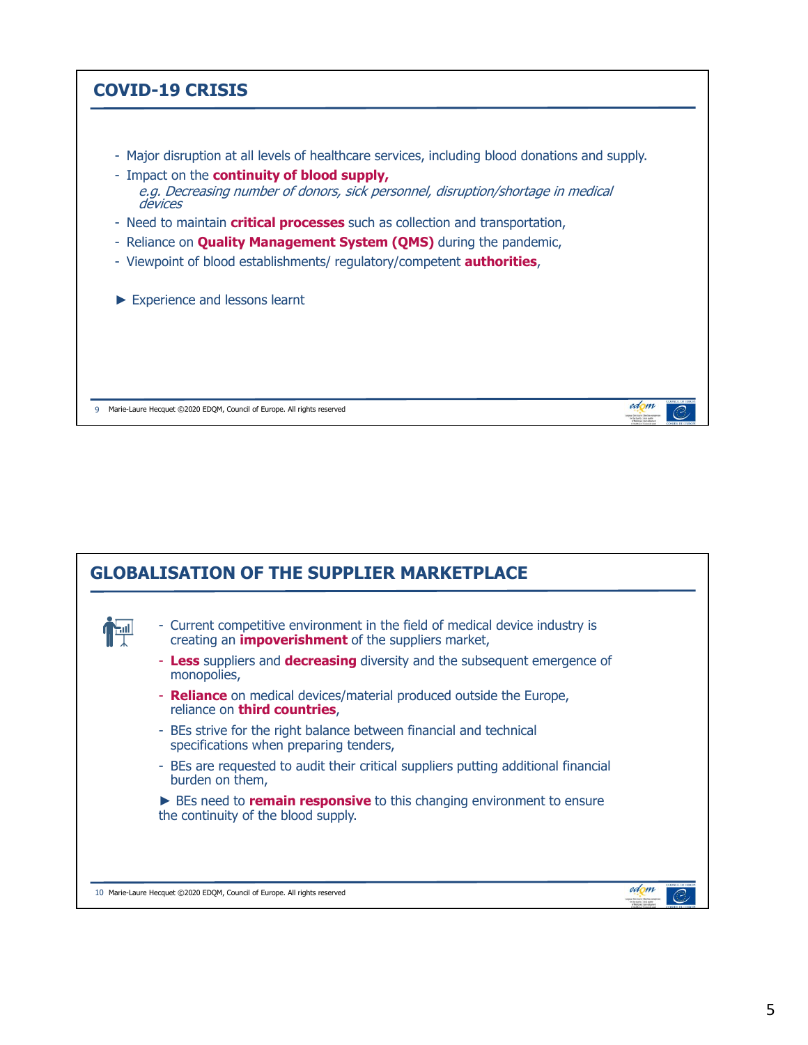## COVID-19 CRISIS

- Major disruption at all levels of healthcare services, including blood donations and supply.
- Impact on the **continuity of blood supply,**
  *e.g. Decreasing number of donors, sick personnel, disruption/shortage in medical devices*
- Need to maintain **critical processes** such as collection and transportation,
- Reliance on **Quality Management System (QMS)** during the pandemic,
- Viewpoint of blood establishments/ regulatory/competent **authorities**,

► Experience and lessons learnt

## GLOBALISATION OF THE SUPPLIER MARKETPLACE

- Current competitive environment in the field of medical device industry is creating an **impoverishment** of the suppliers market,
- **Less** suppliers and **decreasing** diversity and the subsequent emergence of monopolies,
- **Reliance** on medical devices/material produced outside the Europe, reliance on **third countries**,
- BEs strive for the right balance between financial and technical specifications when preparing tenders,
- BEs are requested to audit their critical suppliers putting additional financial burden on them,

► BEs need to **remain responsive** to this changing environment to ensure the continuity of the blood supply.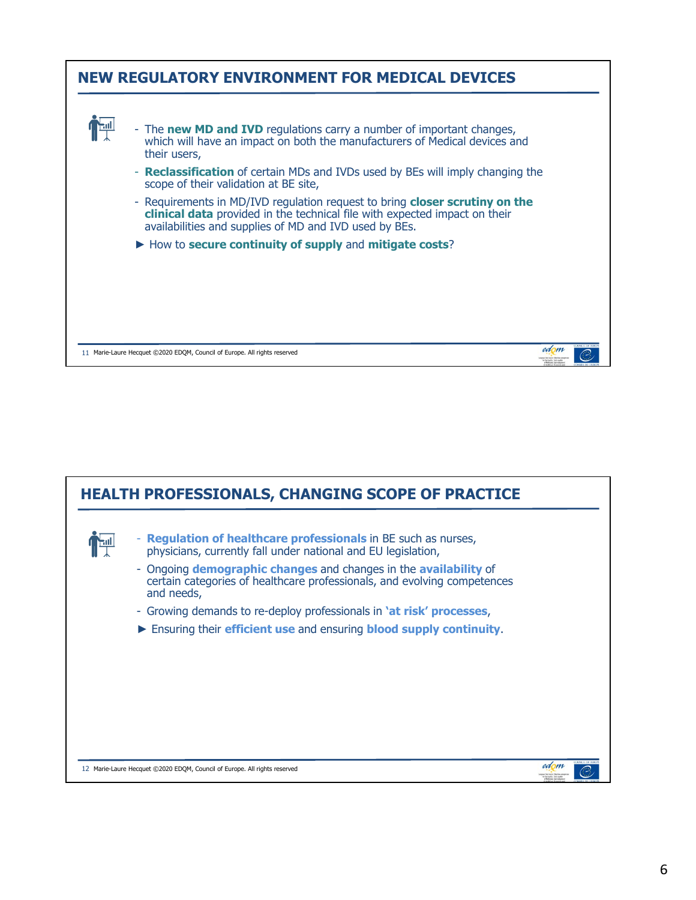## NEW REGULATORY ENVIRONMENT FOR MEDICAL DEVICES

- The **new MD and IVD** regulations carry a number of important changes, which will have an impact on both the manufacturers of Medical devices and their users,
- **Reclassification** of certain MDs and IVDs used by BEs will imply changing the scope of their validation at BE site,
- Requirements in MD/IVD regulation request to bring **closer scrutiny on the clinical data** provided in the technical file with expected impact on their availabilities and supplies of MD and IVD used by BEs.

► How to **secure continuity of supply** and **mitigate costs**?

## HEALTH PROFESSIONALS, CHANGING SCOPE OF PRACTICE

- **Regulation of healthcare professionals** in BE such as nurses, physicians, currently fall under national and EU legislation,
- Ongoing **demographic changes** and changes in the **availability** of certain categories of healthcare professionals, and evolving competences and needs,
- Growing demands to re-deploy professionals in **'at risk' processes**,

► Ensuring their **efficient use** and ensuring **blood supply continuity**.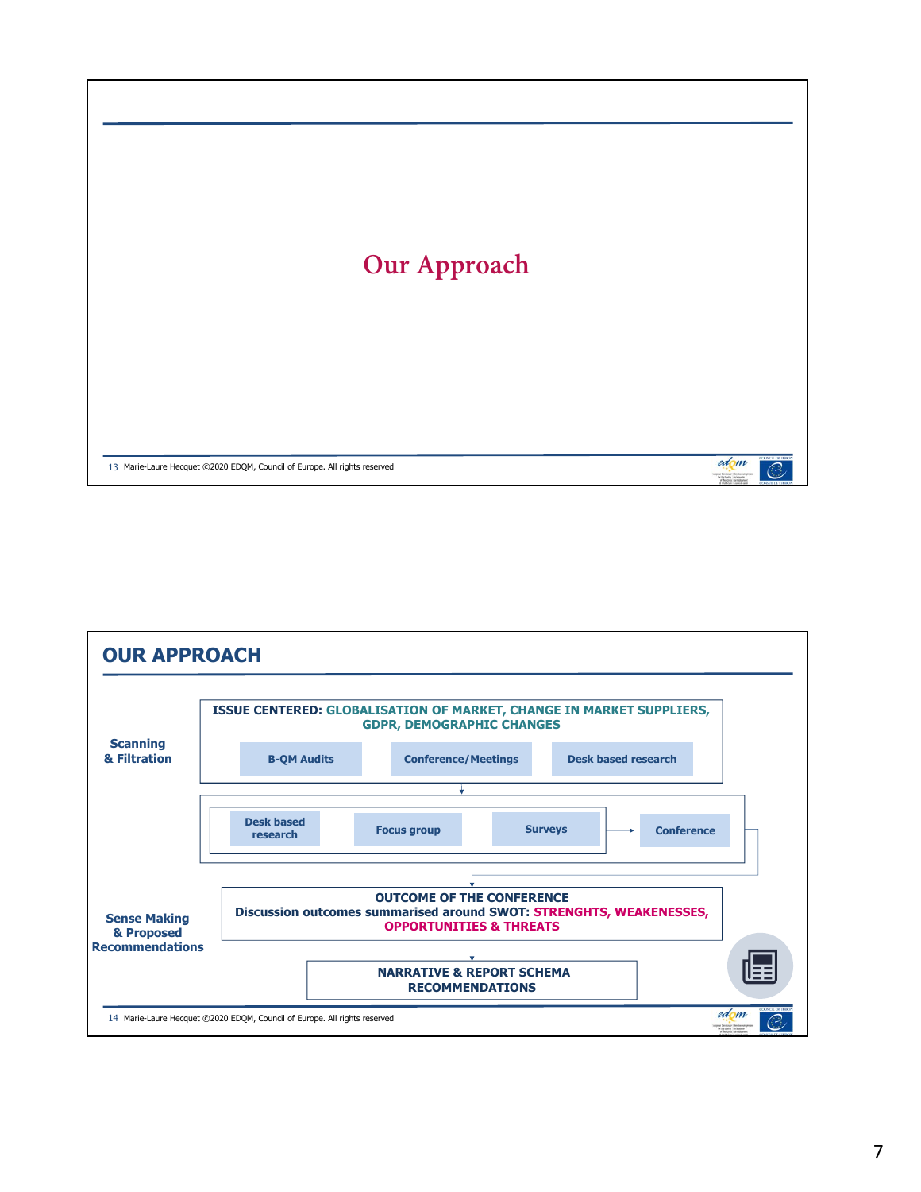# Our Approach

## OUR APPROACH

**Scanning & Filtration**

**ISSUE CENTERED: GLOBALISATION OF MARKET, CHANGE IN MARKET SUPPLIERS, GDPR, DEMOGRAPHIC CHANGES**

- B-QM Audits
- Conference/Meetings
- Desk based research

↓

- Desk based research
- Focus group
- Surveys

→ Conference

**Sense Making & Proposed Recommendations**

**OUTCOME OF THE CONFERENCE**
**Discussion outcomes summarised around SWOT: STRENGHTS, WEAKENESSES, OPPORTUNITIES & THREATS**

↓

**NARRATIVE & REPORT SCHEMA RECOMMENDATIONS**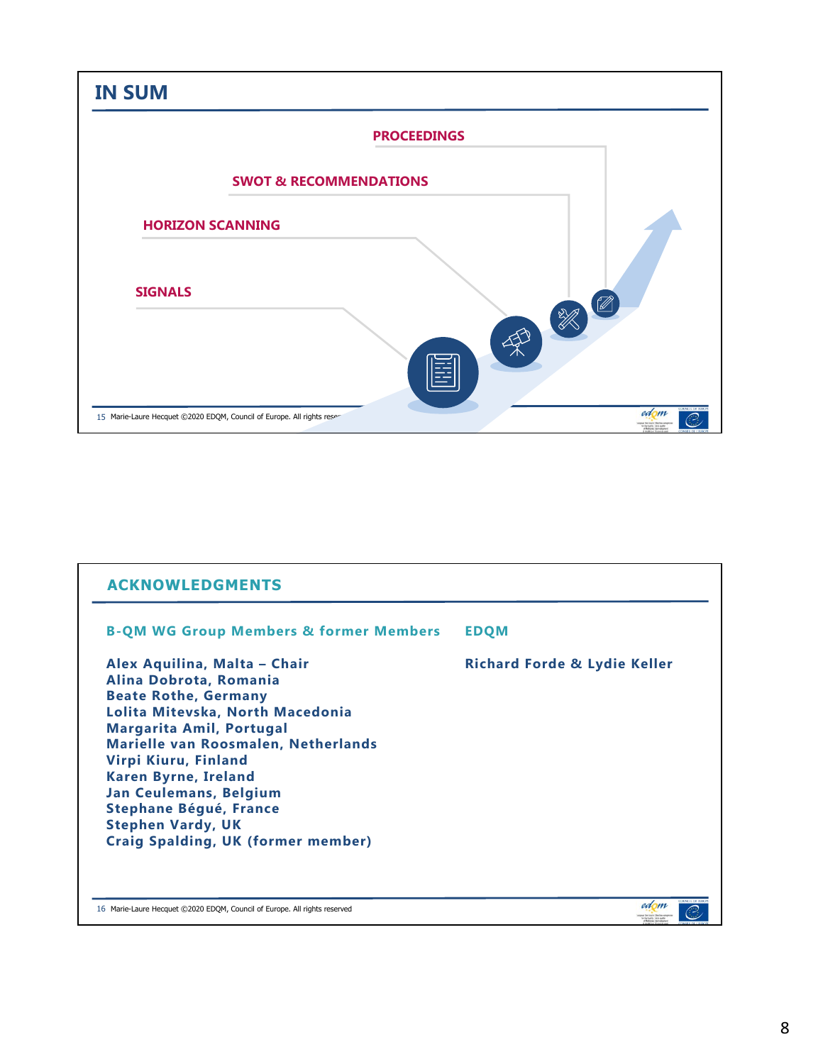## IN SUM

PROCEEDINGS

SWOT & RECOMMENDATIONS

HORIZON SCANNING

SIGNALS

## ACKNOWLEDGMENTS

### B-QM WG Group Members & former Members

**Alex Aquilina, Malta – Chair**
**Alina Dobrota, Romania**
**Beate Rothe, Germany**
**Lolita Mitevska, North Macedonia**
**Margarita Amil, Portugal**
**Marielle van Roosmalen, Netherlands**
**Virpi Kiuru, Finland**
**Karen Byrne, Ireland**
**Jan Ceulemans, Belgium**
**Stephane Bégué, France**
**Stephen Vardy, UK**
**Craig Spalding, UK (former member)**

### EDQM

**Richard Forde & Lydie Keller**